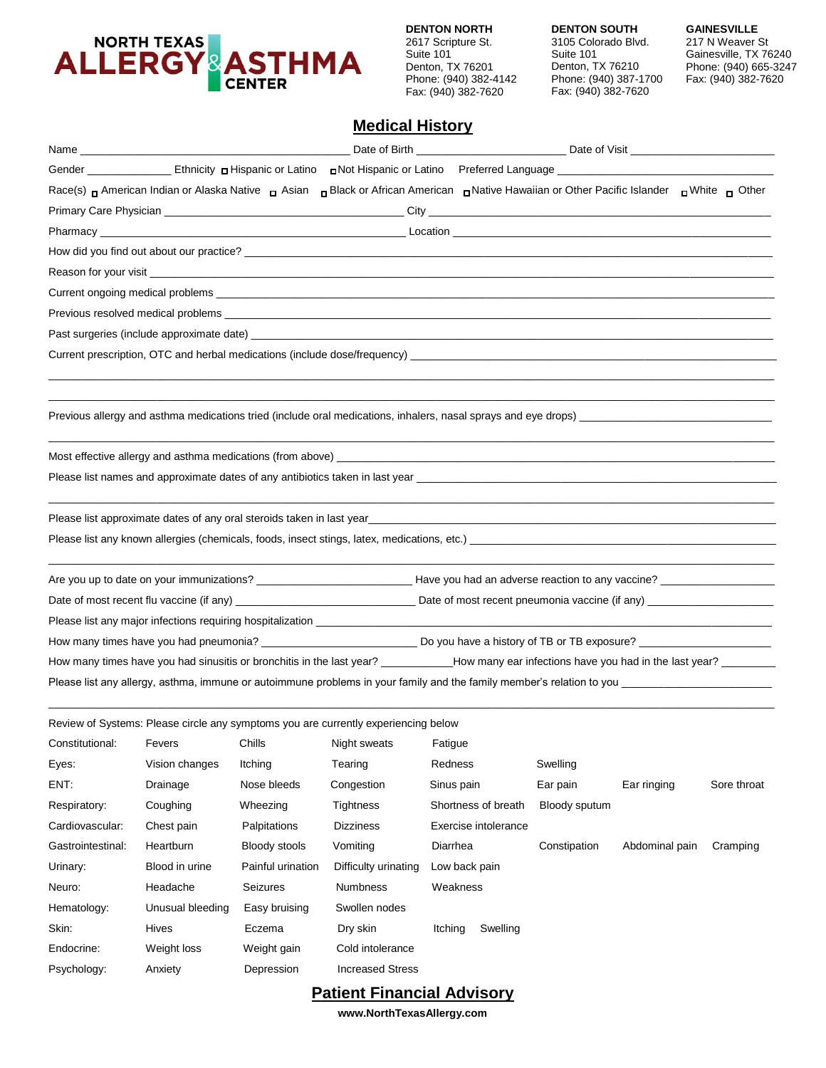NORTH TEXAS ALLERGY & ASTHMA CENTER

**DENTON NORTH**
2617 Scripture St.
Suite 101
Denton, TX 76201
Phone: (940) 382-4142
Fax: (940) 382-7620

**DENTON SOUTH**
3105 Colorado Blvd.
Suite 101
Denton, TX 76210
Phone: (940) 387-1700
Fax: (940) 382-7620

**GAINESVILLE**
217 N Weaver St
Gainesville, TX 76240
Phone: (940) 665-3247
Fax: (940) 382-7620

## Medical History

Name ______________________ Date of Birth ______________ Date of Visit ______________

Gender __________ Ethnicity ☐ Hispanic or Latino ☐ Not Hispanic or Latino Preferred Language ______________

Race(s) ☐ American Indian or Alaska Native ☐ Asian ☐ Black or African American ☐ Native Hawaiian or Other Pacific Islander ☐ White ☐ Other

Primary Care Physician ______________________ City ______________________

Pharmacy ______________________ Location ______________________

How did you find out about our practice? ______________________

Reason for your visit ______________________

Current ongoing medical problems ______________________

Previous resolved medical problems ______________________

Past surgeries (include approximate date) ______________________

Current prescription, OTC and herbal medications (include dose/frequency) ______________________

______________________

______________________

Previous allergy and asthma medications tried (include oral medications, inhalers, nasal sprays and eye drops) ______________________

______________________

Most effective allergy and asthma medications (from above) ______________________

Please list names and approximate dates of any antibiotics taken in last year ______________________

______________________

Please list approximate dates of any oral steroids taken in last year ______________________

Please list any known allergies (chemicals, foods, insect stings, latex, medications, etc.) ______________________

______________________

Are you up to date on your immunizations? ______________ Have you had an adverse reaction to any vaccine? ______________

Date of most recent flu vaccine (if any) ______________ Date of most recent pneumonia vaccine (if any) ______________

Please list any major infections requiring hospitalization ______________________

How many times have you had pneumonia? ______________ Do you have a history of TB or TB exposure? ______________

How many times have you had sinusitis or bronchitis in the last year? __________ How many ear infections have you had in the last year? __________

Please list any allergy, asthma, immune or autoimmune problems in your family and the family member's relation to you ______________________

______________________

Review of Systems: Please circle any symptoms you are currently experiencing below

| | | | | | | | |
|---|---|---|---|---|---|---|---|
| Constitutional: | Fevers | Chills | Night sweats | Fatigue | | | |
| Eyes: | Vision changes | Itching | Tearing | Redness | Swelling | | |
| ENT: | Drainage | Nose bleeds | Congestion | Sinus pain | Ear pain | Ear ringing | Sore throat |
| Respiratory: | Coughing | Wheezing | Tightness | Shortness of breath | Bloody sputum | | |
| Cardiovascular: | Chest pain | Palpitations | Dizziness | Exercise intolerance | | | |
| Gastrointestinal: | Heartburn | Bloody stools | Vomiting | Diarrhea | Constipation | Abdominal pain | Cramping |
| Urinary: | Blood in urine | Painful urination | Difficulty urinating | Low back pain | | | |
| Neuro: | Headache | Seizures | Numbness | Weakness | | | |
| Hematology: | Unusual bleeding | Easy bruising | Swollen nodes | | | | |
| Skin: | Hives | Eczema | Dry skin | Itching | Swelling | | |
| Endocrine: | Weight loss | Weight gain | Cold intolerance | | | | |
| Psychology: | Anxiety | Depression | Increased Stress | | | | |

## Patient Financial Advisory

**www.NorthTexasAllergy.com**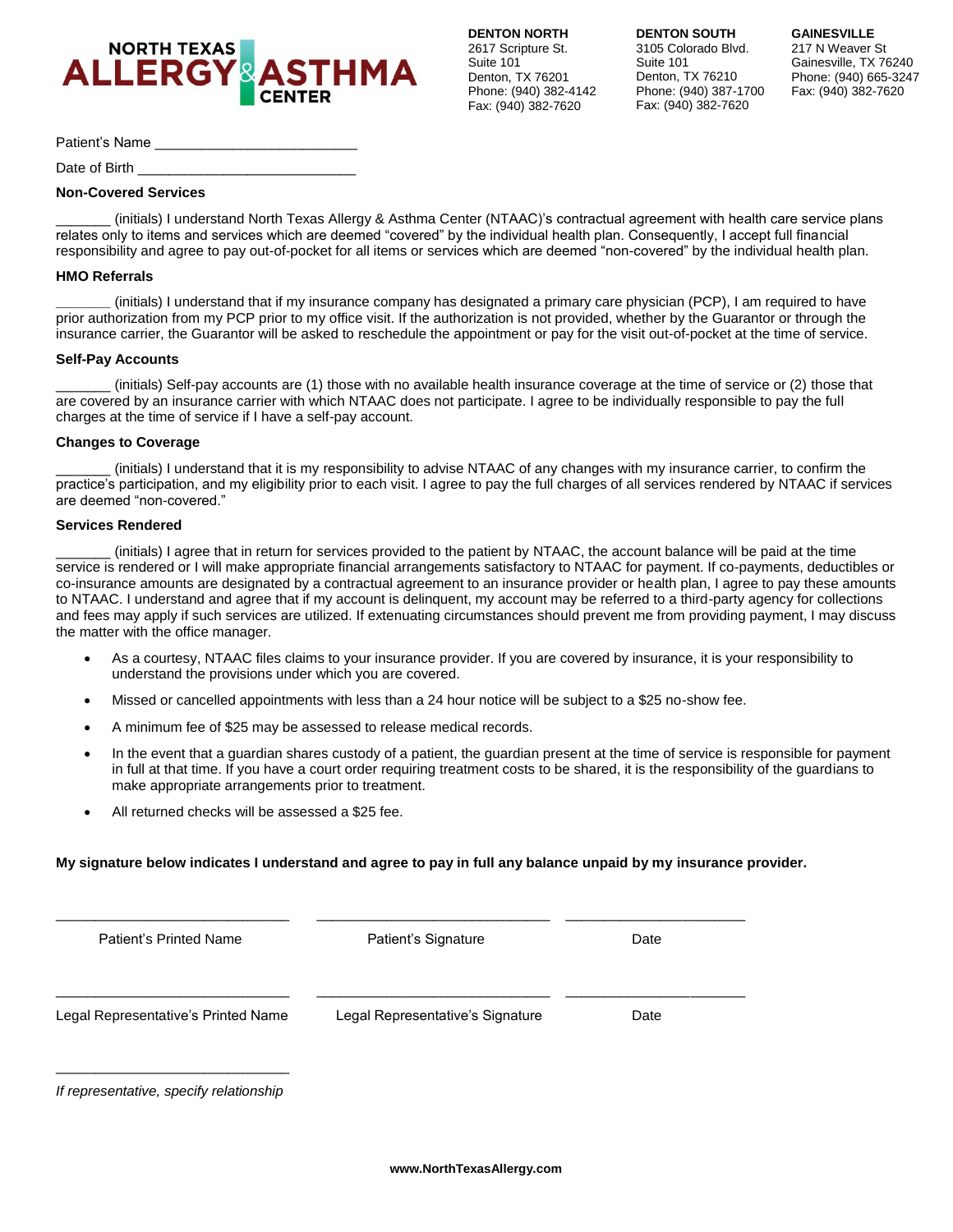**NORTH TEXAS ALLERGY & ASTHMA CENTER**

| DENTON NORTH | DENTON SOUTH | GAINESVILLE |
|---|---|---|
| 2617 Scripture St. | 3105 Colorado Blvd. | 217 N Weaver St |
| Suite 101 | Suite 101 | Gainesville, TX 76240 |
| Denton, TX 76201 | Denton, TX 76210 | Phone: (940) 665-3247 |
| Phone: (940) 382-4142 | Phone: (940) 387-1700 | Fax: (940) 382-7620 |
| Fax: (940) 382-7620 | Fax: (940) 382-7620 | |

Patient's Name ___________________________

Date of Birth _____________________________

### Non-Covered Services

_______ (initials) I understand North Texas Allergy & Asthma Center (NTAAC)'s contractual agreement with health care service plans relates only to items and services which are deemed "covered" by the individual health plan. Consequently, I accept full financial responsibility and agree to pay out-of-pocket for all items or services which are deemed "non-covered" by the individual health plan.

### HMO Referrals

_______ (initials) I understand that if my insurance company has designated a primary care physician (PCP), I am required to have prior authorization from my PCP prior to my office visit. If the authorization is not provided, whether by the Guarantor or through the insurance carrier, the Guarantor will be asked to reschedule the appointment or pay for the visit out-of-pocket at the time of service.

### Self-Pay Accounts

_______ (initials) Self-pay accounts are (1) those with no available health insurance coverage at the time of service or (2) those that are covered by an insurance carrier with which NTAAC does not participate. I agree to be individually responsible to pay the full charges at the time of service if I have a self-pay account.

### Changes to Coverage

_______ (initials) I understand that it is my responsibility to advise NTAAC of any changes with my insurance carrier, to confirm the practice's participation, and my eligibility prior to each visit. I agree to pay the full charges of all services rendered by NTAAC if services are deemed "non-covered."

### Services Rendered

_______ (initials) I agree that in return for services provided to the patient by NTAAC, the account balance will be paid at the time service is rendered or I will make appropriate financial arrangements satisfactory to NTAAC for payment. If co-payments, deductibles or co-insurance amounts are designated by a contractual agreement to an insurance provider or health plan, I agree to pay these amounts to NTAAC. I understand and agree that if my account is delinquent, my account may be referred to a third-party agency for collections and fees may apply if such services are utilized. If extenuating circumstances should prevent me from providing payment, I may discuss the matter with the office manager.

- As a courtesy, NTAAC files claims to your insurance provider. If you are covered by insurance, it is your responsibility to understand the provisions under which you are covered.
- Missed or cancelled appointments with less than a 24 hour notice will be subject to a $25 no-show fee.
- A minimum fee of $25 may be assessed to release medical records.
- In the event that a guardian shares custody of a patient, the guardian present at the time of service is responsible for payment in full at that time. If you have a court order requiring treatment costs to be shared, it is the responsibility of the guardians to make appropriate arrangements prior to treatment.
- All returned checks will be assessed a $25 fee.

**My signature below indicates I understand and agree to pay in full any balance unpaid by my insurance provider.**

______________________________ ______________________________ ________________________

Patient's Printed Name Patient's Signature Date

______________________________ ______________________________ ________________________

Legal Representative's Printed Name Legal Representative's Signature Date

______________________________

*If representative, specify relationship*

**www.NorthTexasAllergy.com**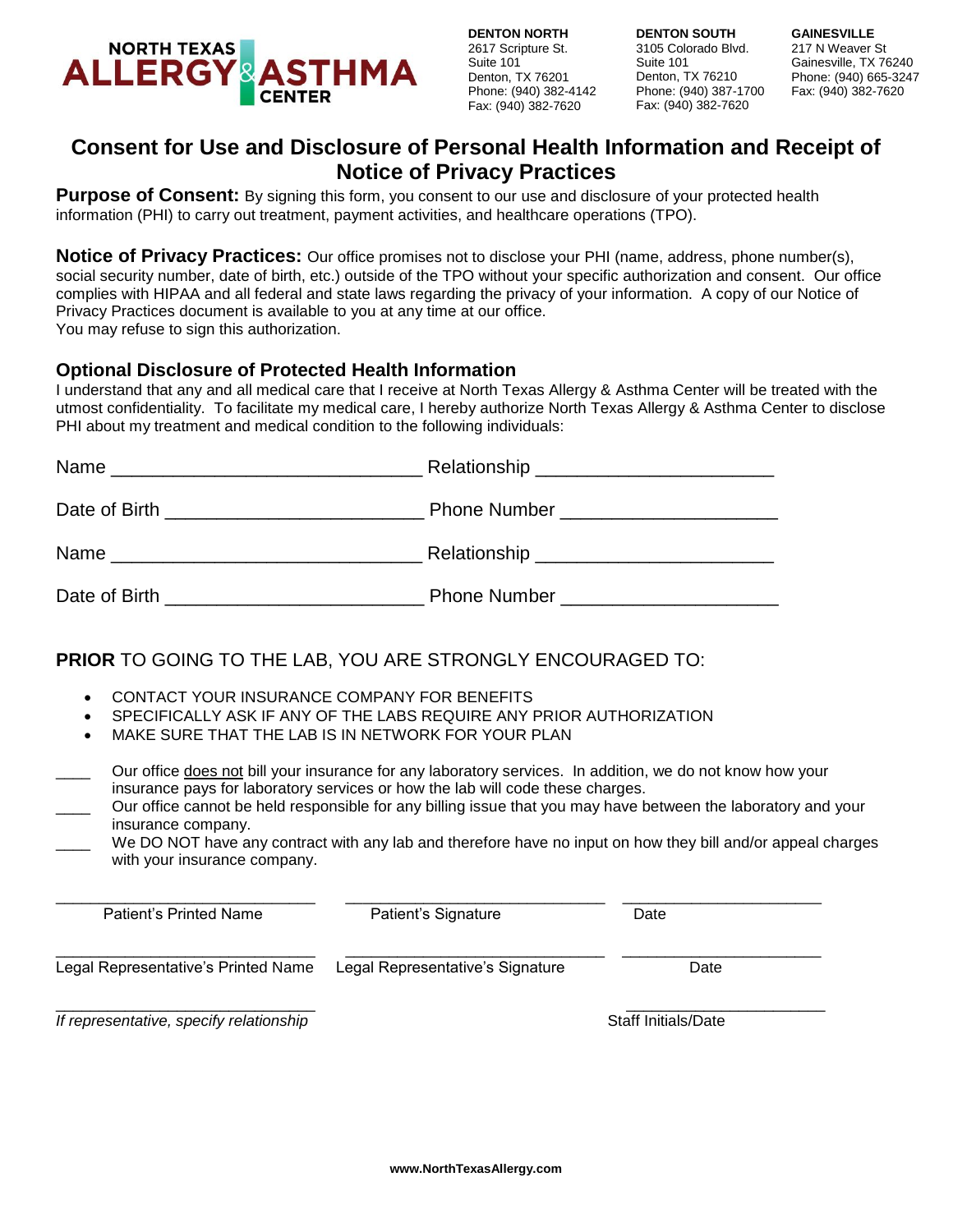**NORTH TEXAS ALLERGY & ASTHMA CENTER**

**DENTON NORTH**
2617 Scripture St.
Suite 101
Denton, TX 76201
Phone: (940) 382-4142
Fax: (940) 382-7620

**DENTON SOUTH**
3105 Colorado Blvd.
Suite 101
Denton, TX 76210
Phone: (940) 387-1700
Fax: (940) 382-7620

**GAINESVILLE**
217 N Weaver St
Gainesville, TX 76240
Phone: (940) 665-3247
Fax: (940) 382-7620

# Consent for Use and Disclosure of Personal Health Information and Receipt of Notice of Privacy Practices

**Purpose of Consent:** By signing this form, you consent to our use and disclosure of your protected health information (PHI) to carry out treatment, payment activities, and healthcare operations (TPO).

**Notice of Privacy Practices:** Our office promises not to disclose your PHI (name, address, phone number(s), social security number, date of birth, etc.) outside of the TPO without your specific authorization and consent. Our office complies with HIPAA and all federal and state laws regarding the privacy of your information. A copy of our Notice of Privacy Practices document is available to you at any time at our office.
You may refuse to sign this authorization.

### Optional Disclosure of Protected Health Information

I understand that any and all medical care that I receive at North Texas Allergy & Asthma Center will be treated with the utmost confidentiality. To facilitate my medical care, I hereby authorize North Texas Allergy & Asthma Center to disclose PHI about my treatment and medical condition to the following individuals:

Name ______________________________ Relationship ______________________

Date of Birth ________________________ Phone Number ____________________

Name ______________________________ Relationship ______________________

Date of Birth ________________________ Phone Number ____________________

**PRIOR** TO GOING TO THE LAB, YOU ARE STRONGLY ENCOURAGED TO:

- CONTACT YOUR INSURANCE COMPANY FOR BENEFITS
- SPECIFICALLY ASK IF ANY OF THE LABS REQUIRE ANY PRIOR AUTHORIZATION
- MAKE SURE THAT THE LAB IS IN NETWORK FOR YOUR PLAN

____ Our office does not bill your insurance for any laboratory services. In addition, we do not know how your insurance pays for laboratory services or how the lab will code these charges.

____ Our office cannot be held responsible for any billing issue that you may have between the laboratory and your insurance company.

____ We DO NOT have any contract with any lab and therefore have no input on how they bill and/or appeal charges with your insurance company.

______________________________ ______________________________ ______________________
Patient's Printed Name | Patient's Signature | Date

______________________________ ______________________________ ______________________
Legal Representative's Printed Name | Legal Representative's Signature | Date

______________________________ ______________________
*If representative, specify relationship* | Staff Initials/Date

**www.NorthTexasAllergy.com**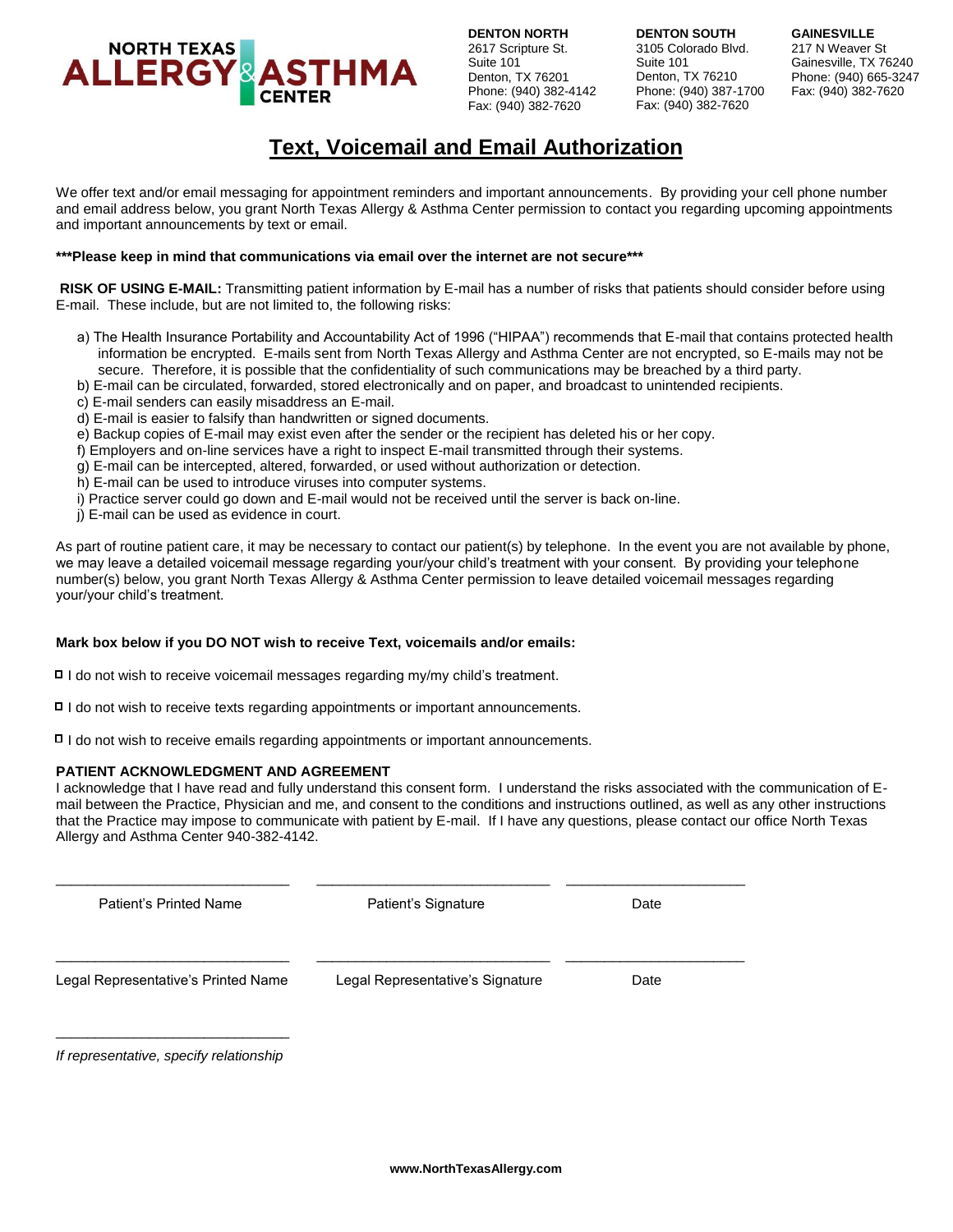NORTH TEXAS ALLERGY & ASTHMA CENTER

**DENTON NORTH**
2617 Scripture St.
Suite 101
Denton, TX 76201
Phone: (940) 382-4142
Fax: (940) 382-7620

**DENTON SOUTH**
3105 Colorado Blvd.
Suite 101
Denton, TX 76210
Phone: (940) 387-1700
Fax: (940) 382-7620

**GAINESVILLE**
217 N Weaver St
Gainesville, TX 76240
Phone: (940) 665-3247
Fax: (940) 382-7620

# Text, Voicemail and Email Authorization

We offer text and/or email messaging for appointment reminders and important announcements. By providing your cell phone number and email address below, you grant North Texas Allergy & Asthma Center permission to contact you regarding upcoming appointments and important announcements by text or email.

**\*\*\*Please keep in mind that communications via email over the internet are not secure\*\*\***

**RISK OF USING E-MAIL:** Transmitting patient information by E-mail has a number of risks that patients should consider before using E-mail. These include, but are not limited to, the following risks:

a) The Health Insurance Portability and Accountability Act of 1996 ("HIPAA") recommends that E-mail that contains protected health information be encrypted. E-mails sent from North Texas Allergy and Asthma Center are not encrypted, so E-mails may not be secure. Therefore, it is possible that the confidentiality of such communications may be breached by a third party.
b) E-mail can be circulated, forwarded, stored electronically and on paper, and broadcast to unintended recipients.
c) E-mail senders can easily misaddress an E-mail.
d) E-mail is easier to falsify than handwritten or signed documents.
e) Backup copies of E-mail may exist even after the sender or the recipient has deleted his or her copy.
f) Employers and on-line services have a right to inspect E-mail transmitted through their systems.
g) E-mail can be intercepted, altered, forwarded, or used without authorization or detection.
h) E-mail can be used to introduce viruses into computer systems.
i) Practice server could go down and E-mail would not be received until the server is back on-line.
j) E-mail can be used as evidence in court.

As part of routine patient care, it may be necessary to contact our patient(s) by telephone. In the event you are not available by phone, we may leave a detailed voicemail message regarding your/your child's treatment with your consent. By providing your telephone number(s) below, you grant North Texas Allergy & Asthma Center permission to leave detailed voicemail messages regarding your/your child's treatment.

**Mark box below if you DO NOT wish to receive Text, voicemails and/or emails:**

☐ I do not wish to receive voicemail messages regarding my/my child's treatment.

☐ I do not wish to receive texts regarding appointments or important announcements.

☐ I do not wish to receive emails regarding appointments or important announcements.

**PATIENT ACKNOWLEDGMENT AND AGREEMENT**

I acknowledge that I have read and fully understand this consent form. I understand the risks associated with the communication of E-mail between the Practice, Physician and me, and consent to the conditions and instructions outlined, as well as any other instructions that the Practice may impose to communicate with patient by E-mail. If I have any questions, please contact our office North Texas Allergy and Asthma Center 940-382-4142.

______________________________ ______________________________ ________________________

Patient's Printed Name | Patient's Signature | Date

______________________________ ______________________________ ________________________

Legal Representative's Printed Name | Legal Representative's Signature | Date

______________________________

*If representative, specify relationship*

**www.NorthTexasAllergy.com**